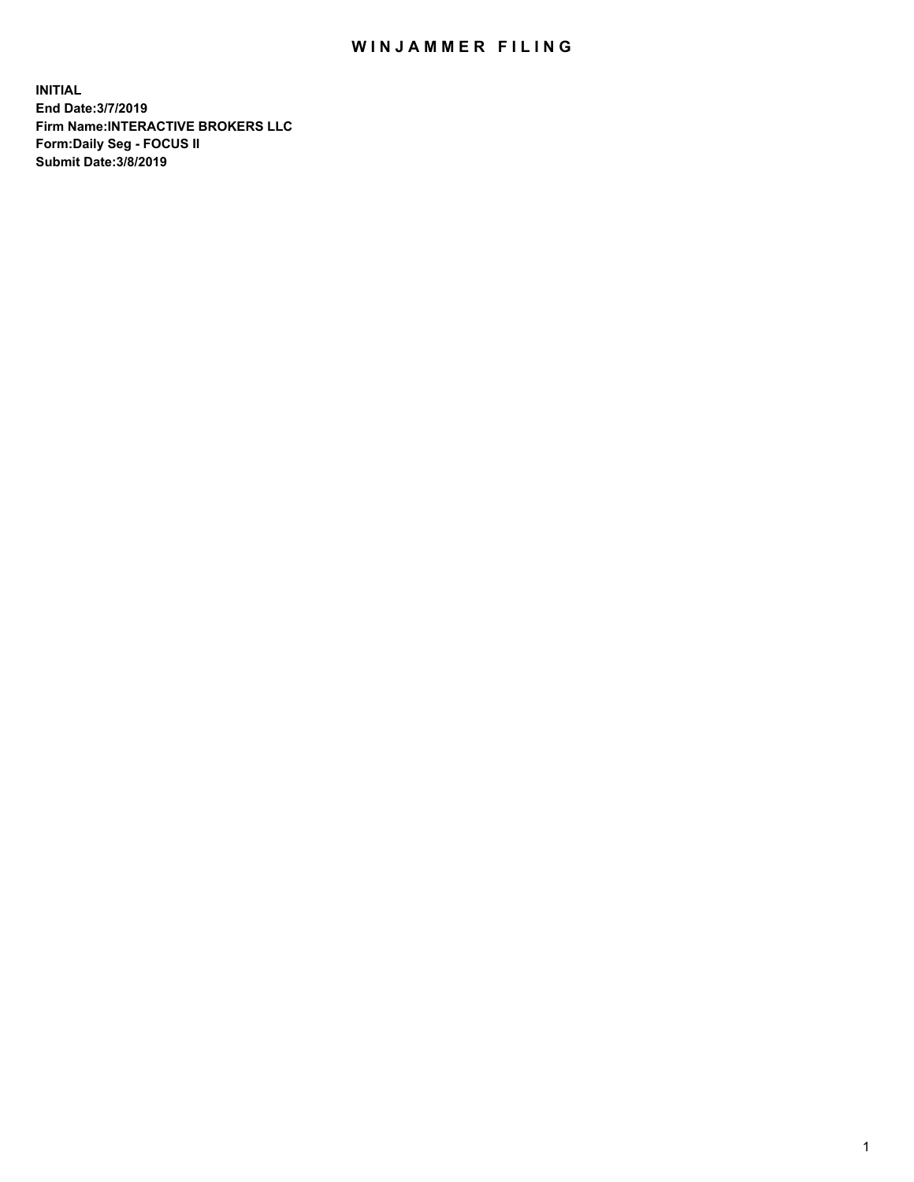# WINJAMMER FILING

**INITIAL**
**End Date:3/7/2019**
**Firm Name:INTERACTIVE BROKERS LLC**
**Form:Daily Seg - FOCUS II**
**Submit Date:3/8/2019**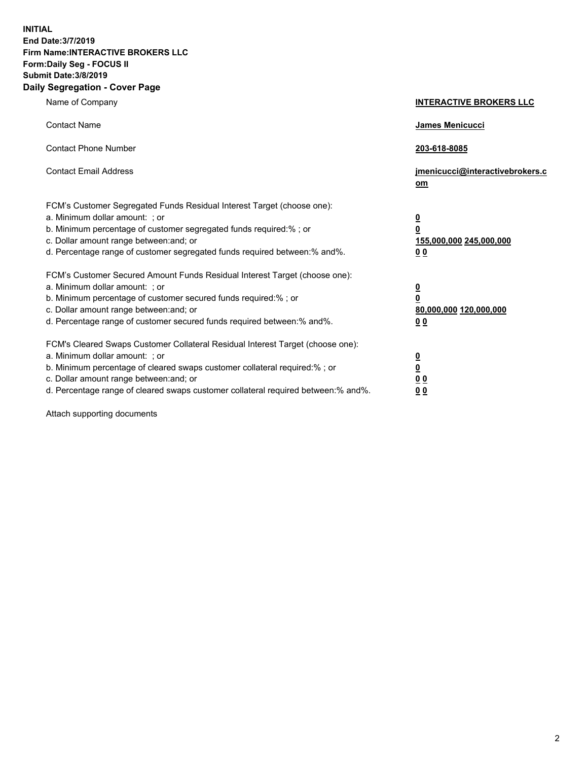**INITIAL**
**End Date:3/7/2019**
**Firm Name:INTERACTIVE BROKERS LLC**
**Form:Daily Seg - FOCUS II**
**Submit Date:3/8/2019**

## Daily Segregation - Cover Page

| | |
|---|---|
| Name of Company | **INTERACTIVE BROKERS LLC** |
| Contact Name | **James Menicucci** |
| Contact Phone Number | **203-618-8085** |
| Contact Email Address | **jmenicucci@interactivebrokers.com** |

FCM's Customer Segregated Funds Residual Interest Target (choose one):

| | |
|---|---|
| a. Minimum dollar amount: ; or | **0** |
| b. Minimum percentage of customer segregated funds required:% ; or | **0** |
| c. Dollar amount range between:and; or | **155,000,000 245,000,000** |
| d. Percentage range of customer segregated funds required between:% and%. | **0 0** |

FCM's Customer Secured Amount Funds Residual Interest Target (choose one):

| | |
|---|---|
| a. Minimum dollar amount: ; or | **0** |
| b. Minimum percentage of customer secured funds required:% ; or | **0** |
| c. Dollar amount range between:and; or | **80,000,000 120,000,000** |
| d. Percentage range of customer secured funds required between:% and%. | **0 0** |

FCM's Cleared Swaps Customer Collateral Residual Interest Target (choose one):

| | |
|---|---|
| a. Minimum dollar amount: ; or | **0** |
| b. Minimum percentage of cleared swaps customer collateral required:% ; or | **0** |
| c. Dollar amount range between:and; or | **0 0** |
| d. Percentage range of cleared swaps customer collateral required between:% and%. | **0 0** |

Attach supporting documents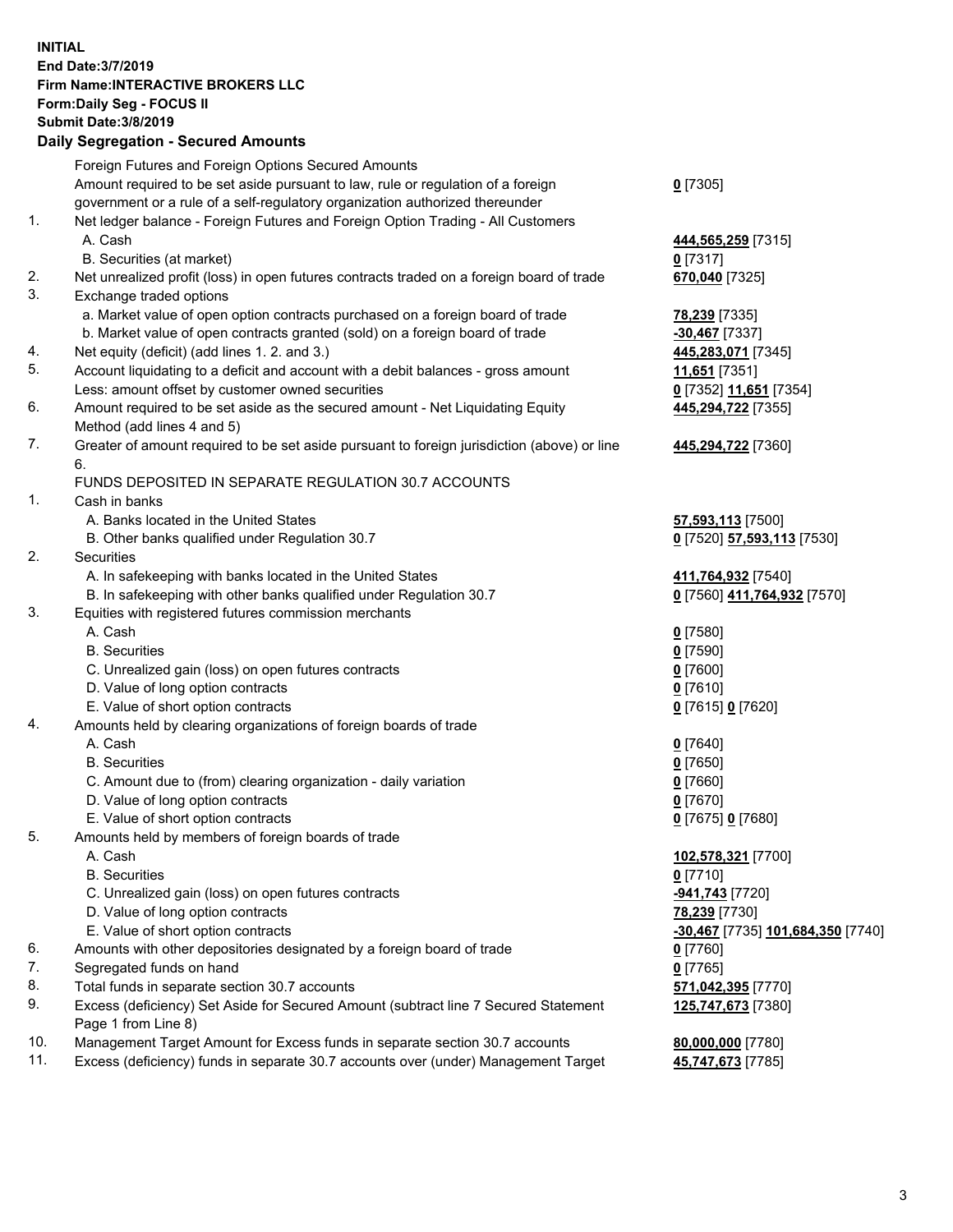**INITIAL**
**End Date:3/7/2019**
**Firm Name:INTERACTIVE BROKERS LLC**
**Form:Daily Seg - FOCUS II**
**Submit Date:3/8/2019**
**Daily Segregation - Secured Amounts**

| | | |
|---|---|---|
| | Foreign Futures and Foreign Options Secured Amounts | |
| | Amount required to be set aside pursuant to law, rule or regulation of a foreign government or a rule of a self-regulatory organization authorized thereunder | **0** [7305] |
| 1. | Net ledger balance - Foreign Futures and Foreign Option Trading - All Customers | |
| | A. Cash | **444,565,259** [7315] |
| | B. Securities (at market) | **0** [7317] |
| 2. | Net unrealized profit (loss) in open futures contracts traded on a foreign board of trade | **670,040** [7325] |
| 3. | Exchange traded options | |
| | a. Market value of open option contracts purchased on a foreign board of trade | **78,239** [7335] |
| | b. Market value of open contracts granted (sold) on a foreign board of trade | **-30,467** [7337] |
| 4. | Net equity (deficit) (add lines 1. 2. and 3.) | **445,283,071** [7345] |
| 5. | Account liquidating to a deficit and account with a debit balances - gross amount | **11,651** [7351] |
| | Less: amount offset by customer owned securities | **0** [7352] **11,651** [7354] |
| 6. | Amount required to be set aside as the secured amount - Net Liquidating Equity Method (add lines 4 and 5) | **445,294,722** [7355] |
| 7. | Greater of amount required to be set aside pursuant to foreign jurisdiction (above) or line 6. | **445,294,722** [7360] |
| | FUNDS DEPOSITED IN SEPARATE REGULATION 30.7 ACCOUNTS | |
| 1. | Cash in banks | |
| | A. Banks located in the United States | **57,593,113** [7500] |
| | B. Other banks qualified under Regulation 30.7 | **0** [7520] **57,593,113** [7530] |
| 2. | Securities | |
| | A. In safekeeping with banks located in the United States | **411,764,932** [7540] |
| | B. In safekeeping with other banks qualified under Regulation 30.7 | **0** [7560] **411,764,932** [7570] |
| 3. | Equities with registered futures commission merchants | |
| | A. Cash | **0** [7580] |
| | B. Securities | **0** [7590] |
| | C. Unrealized gain (loss) on open futures contracts | **0** [7600] |
| | D. Value of long option contracts | **0** [7610] |
| | E. Value of short option contracts | **0** [7615] **0** [7620] |
| 4. | Amounts held by clearing organizations of foreign boards of trade | |
| | A. Cash | **0** [7640] |
| | B. Securities | **0** [7650] |
| | C. Amount due to (from) clearing organization - daily variation | **0** [7660] |
| | D. Value of long option contracts | **0** [7670] |
| | E. Value of short option contracts | **0** [7675] **0** [7680] |
| 5. | Amounts held by members of foreign boards of trade | |
| | A. Cash | **102,578,321** [7700] |
| | B. Securities | **0** [7710] |
| | C. Unrealized gain (loss) on open futures contracts | **-941,743** [7720] |
| | D. Value of long option contracts | **78,239** [7730] |
| | E. Value of short option contracts | **-30,467** [7735] **101,684,350** [7740] |
| 6. | Amounts with other depositories designated by a foreign board of trade | **0** [7760] |
| 7. | Segregated funds on hand | **0** [7765] |
| 8. | Total funds in separate section 30.7 accounts | **571,042,395** [7770] |
| 9. | Excess (deficiency) Set Aside for Secured Amount (subtract line 7 Secured Statement Page 1 from Line 8) | **125,747,673** [7380] |
| 10. | Management Target Amount for Excess funds in separate section 30.7 accounts | **80,000,000** [7780] |
| 11. | Excess (deficiency) funds in separate 30.7 accounts over (under) Management Target | **45,747,673** [7785] |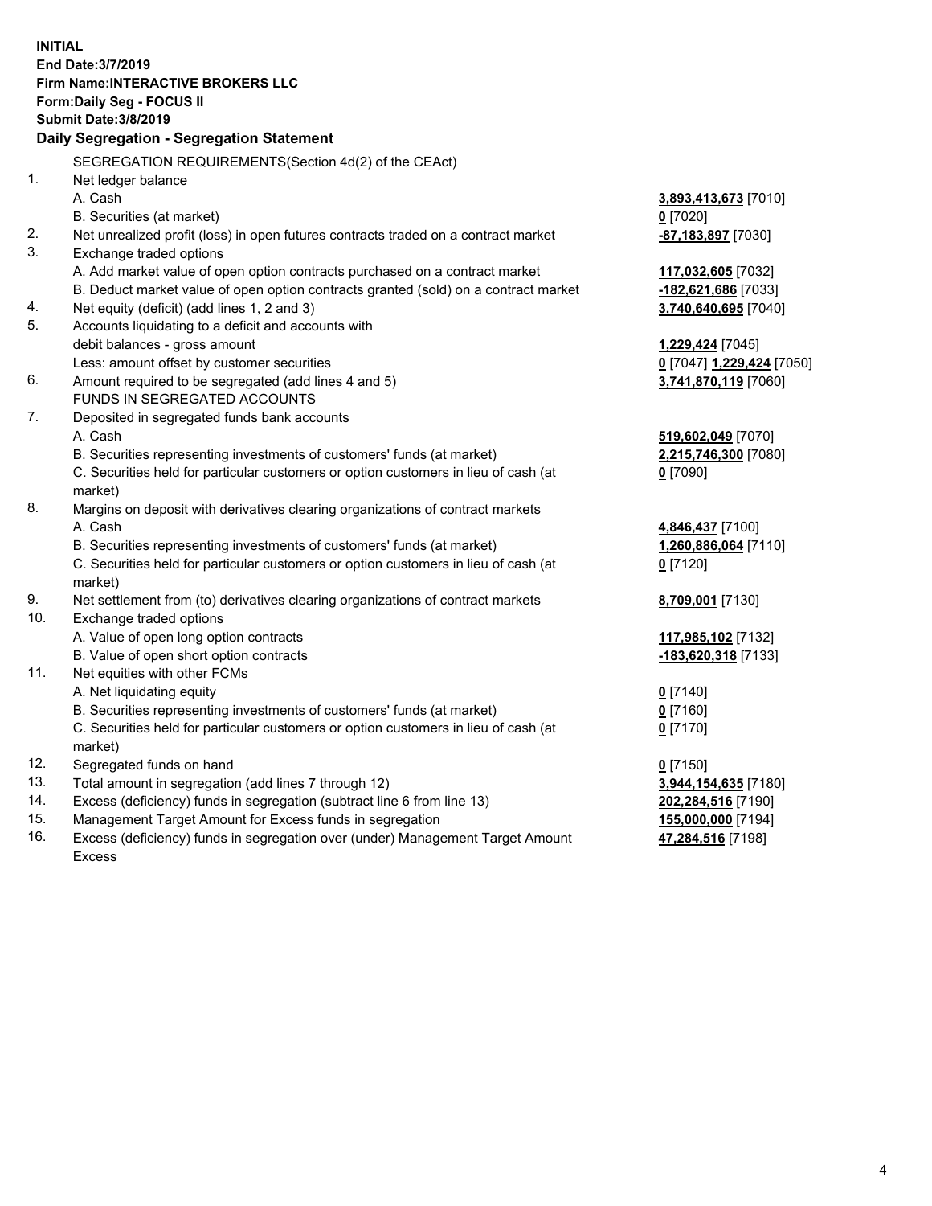**INITIAL**
**End Date:3/7/2019**
**Firm Name:INTERACTIVE BROKERS LLC**
**Form:Daily Seg - FOCUS II**
**Submit Date:3/8/2019**

**Daily Segregation - Segregation Statement**

| | SEGREGATION REQUIREMENTS(Section 4d(2) of the CEAct) | |
|---|---|---|
| 1. | Net ledger balance | |
| | A. Cash | **3,893,413,673** [7010] |
| | B. Securities (at market) | **0** [7020] |
| 2. | Net unrealized profit (loss) in open futures contracts traded on a contract market | **-87,183,897** [7030] |
| 3. | Exchange traded options | |
| | A. Add market value of open option contracts purchased on a contract market | **117,032,605** [7032] |
| | B. Deduct market value of open option contracts granted (sold) on a contract market | **-182,621,686** [7033] |
| 4. | Net equity (deficit) (add lines 1, 2 and 3) | **3,740,640,695** [7040] |
| 5. | Accounts liquidating to a deficit and accounts with | |
| | debit balances - gross amount | **1,229,424** [7045] |
| | Less: amount offset by customer securities | **0** [7047] **1,229,424** [7050] |
| 6. | Amount required to be segregated (add lines 4 and 5) | **3,741,870,119** [7060] |
| | FUNDS IN SEGREGATED ACCOUNTS | |
| 7. | Deposited in segregated funds bank accounts | |
| | A. Cash | **519,602,049** [7070] |
| | B. Securities representing investments of customers' funds (at market) | **2,215,746,300** [7080] |
| | C. Securities held for particular customers or option customers in lieu of cash (at market) | **0** [7090] |
| 8. | Margins on deposit with derivatives clearing organizations of contract markets | |
| | A. Cash | **4,846,437** [7100] |
| | B. Securities representing investments of customers' funds (at market) | **1,260,886,064** [7110] |
| | C. Securities held for particular customers or option customers in lieu of cash (at market) | **0** [7120] |
| 9. | Net settlement from (to) derivatives clearing organizations of contract markets | **8,709,001** [7130] |
| 10. | Exchange traded options | |
| | A. Value of open long option contracts | **117,985,102** [7132] |
| | B. Value of open short option contracts | **-183,620,318** [7133] |
| 11. | Net equities with other FCMs | |
| | A. Net liquidating equity | **0** [7140] |
| | B. Securities representing investments of customers' funds (at market) | **0** [7160] |
| | C. Securities held for particular customers or option customers in lieu of cash (at market) | **0** [7170] |
| 12. | Segregated funds on hand | **0** [7150] |
| 13. | Total amount in segregation (add lines 7 through 12) | **3,944,154,635** [7180] |
| 14. | Excess (deficiency) funds in segregation (subtract line 6 from line 13) | **202,284,516** [7190] |
| 15. | Management Target Amount for Excess funds in segregation | **155,000,000** [7194] |
| 16. | Excess (deficiency) funds in segregation over (under) Management Target Amount Excess | **47,284,516** [7198] |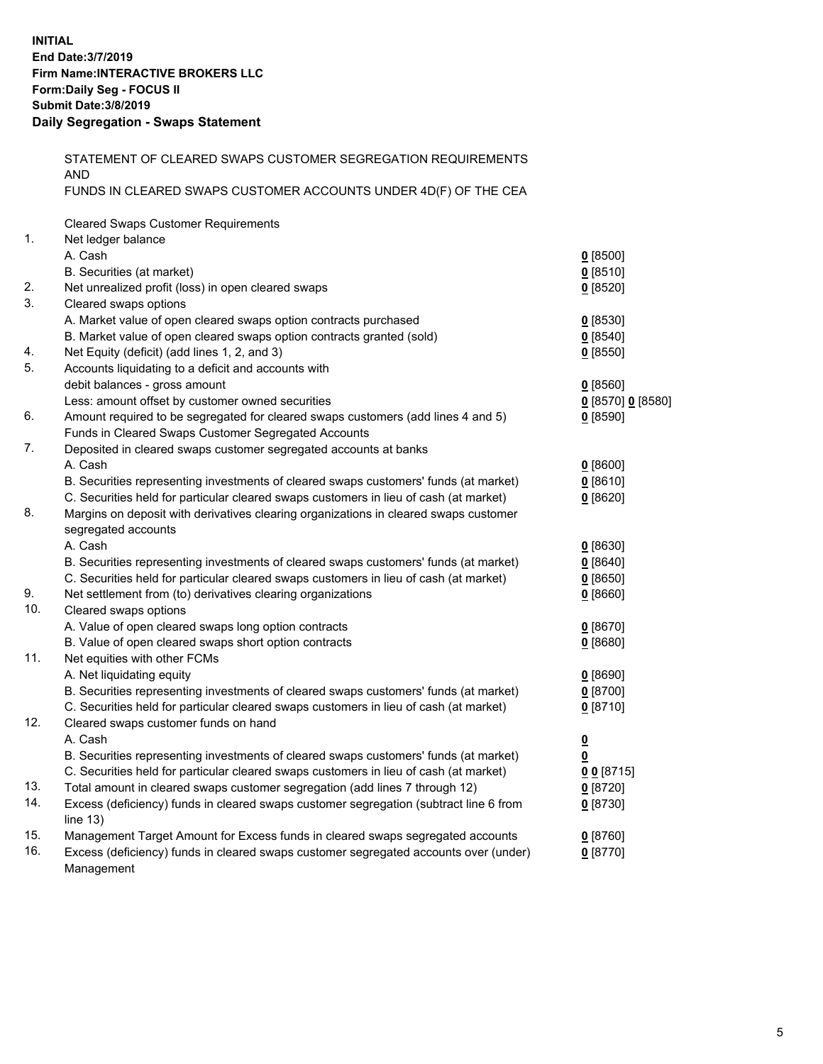**INITIAL**
**End Date:3/7/2019**
**Firm Name:INTERACTIVE BROKERS LLC**
**Form:Daily Seg - FOCUS II**
**Submit Date:3/8/2019**
**Daily Segregation - Swaps Statement**

STATEMENT OF CLEARED SWAPS CUSTOMER SEGREGATION REQUIREMENTS AND FUNDS IN CLEARED SWAPS CUSTOMER ACCOUNTS UNDER 4D(F) OF THE CEA

| | | |
|---|---|---|
| | Cleared Swaps Customer Requirements | |
| 1. | Net ledger balance | |
| | A. Cash | 0 [8500] |
| | B. Securities (at market) | 0 [8510] |
| 2. | Net unrealized profit (loss) in open cleared swaps | 0 [8520] |
| 3. | Cleared swaps options | |
| | A. Market value of open cleared swaps option contracts purchased | 0 [8530] |
| | B. Market value of open cleared swaps option contracts granted (sold) | 0 [8540] |
| 4. | Net Equity (deficit) (add lines 1, 2, and 3) | 0 [8550] |
| 5. | Accounts liquidating to a deficit and accounts with | |
| | debit balances - gross amount | 0 [8560] |
| | Less: amount offset by customer owned securities | 0 [8570] 0 [8580] |
| 6. | Amount required to be segregated for cleared swaps customers (add lines 4 and 5) | 0 [8590] |
| | Funds in Cleared Swaps Customer Segregated Accounts | |
| 7. | Deposited in cleared swaps customer segregated accounts at banks | |
| | A. Cash | 0 [8600] |
| | B. Securities representing investments of cleared swaps customers' funds (at market) | 0 [8610] |
| | C. Securities held for particular cleared swaps customers in lieu of cash (at market) | 0 [8620] |
| 8. | Margins on deposit with derivatives clearing organizations in cleared swaps customer segregated accounts | |
| | A. Cash | 0 [8630] |
| | B. Securities representing investments of cleared swaps customers' funds (at market) | 0 [8640] |
| | C. Securities held for particular cleared swaps customers in lieu of cash (at market) | 0 [8650] |
| 9. | Net settlement from (to) derivatives clearing organizations | 0 [8660] |
| 10. | Cleared swaps options | |
| | A. Value of open cleared swaps long option contracts | 0 [8670] |
| | B. Value of open cleared swaps short option contracts | 0 [8680] |
| 11. | Net equities with other FCMs | |
| | A. Net liquidating equity | 0 [8690] |
| | B. Securities representing investments of cleared swaps customers' funds (at market) | 0 [8700] |
| | C. Securities held for particular cleared swaps customers in lieu of cash (at market) | 0 [8710] |
| 12. | Cleared swaps customer funds on hand | |
| | A. Cash | 0 |
| | B. Securities representing investments of cleared swaps customers' funds (at market) | 0 |
| | C. Securities held for particular cleared swaps customers in lieu of cash (at market) | 0 0 [8715] |
| 13. | Total amount in cleared swaps customer segregation (add lines 7 through 12) | 0 [8720] |
| 14. | Excess (deficiency) funds in cleared swaps customer segregation (subtract line 6 from line 13) | 0 [8730] |
| 15. | Management Target Amount for Excess funds in cleared swaps segregated accounts | 0 [8760] |
| 16. | Excess (deficiency) funds in cleared swaps customer segregated accounts over (under) Management | 0 [8770] |